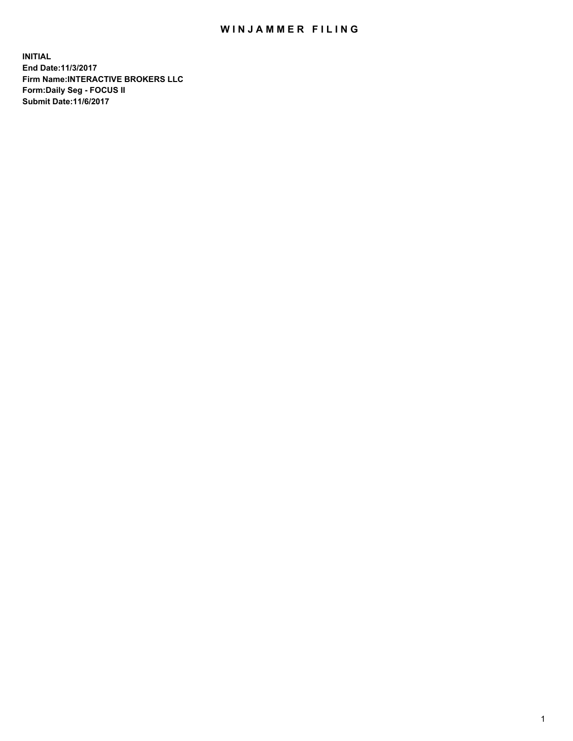# WINJAMMER FILING

**INITIAL**
**End Date:11/3/2017**
**Firm Name:INTERACTIVE BROKERS LLC**
**Form:Daily Seg - FOCUS II**
**Submit Date:11/6/2017**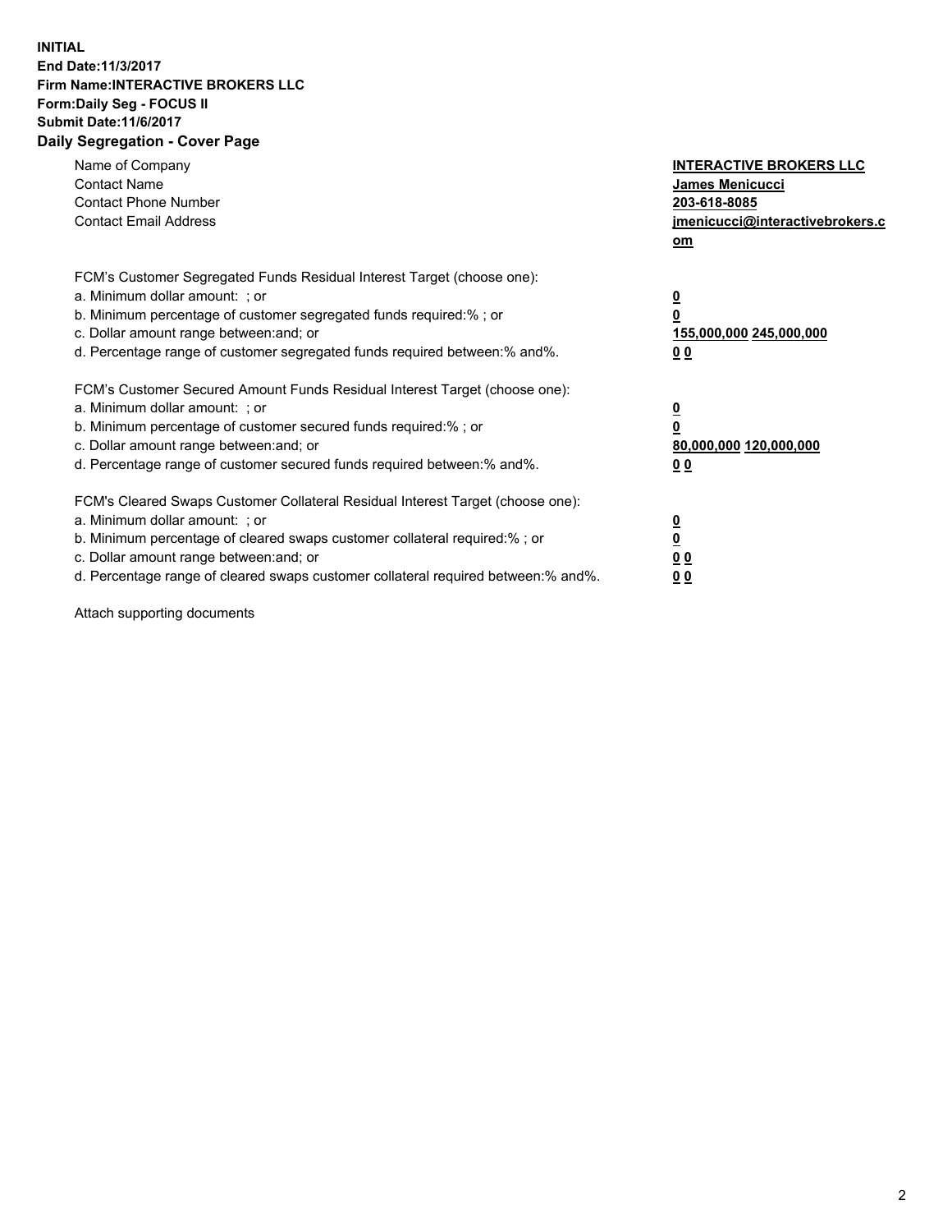**INITIAL**
**End Date:11/3/2017**
**Firm Name:INTERACTIVE BROKERS LLC**
**Form:Daily Seg - FOCUS II**
**Submit Date:11/6/2017**
**Daily Segregation - Cover Page**

| | |
|---|---|
| Name of Company | **INTERACTIVE BROKERS LLC** |
| Contact Name | **James Menicucci** |
| Contact Phone Number | **203-618-8085** |
| Contact Email Address | **jmenicucci@interactivebrokers.com** |

FCM's Customer Segregated Funds Residual Interest Target (choose one):

| | |
|---|---|
| a. Minimum dollar amount: ; or | **0** |
| b. Minimum percentage of customer segregated funds required:% ; or | **0** |
| c. Dollar amount range between:and; or | **155,000,000 245,000,000** |
| d. Percentage range of customer segregated funds required between:% and%. | **0 0** |

FCM's Customer Secured Amount Funds Residual Interest Target (choose one):

| | |
|---|---|
| a. Minimum dollar amount: ; or | **0** |
| b. Minimum percentage of customer secured funds required:% ; or | **0** |
| c. Dollar amount range between:and; or | **80,000,000 120,000,000** |
| d. Percentage range of customer secured funds required between:% and%. | **0 0** |

FCM's Cleared Swaps Customer Collateral Residual Interest Target (choose one):

| | |
|---|---|
| a. Minimum dollar amount: ; or | **0** |
| b. Minimum percentage of cleared swaps customer collateral required:% ; or | **0** |
| c. Dollar amount range between:and; or | **0 0** |
| d. Percentage range of cleared swaps customer collateral required between:% and%. | **0 0** |

Attach supporting documents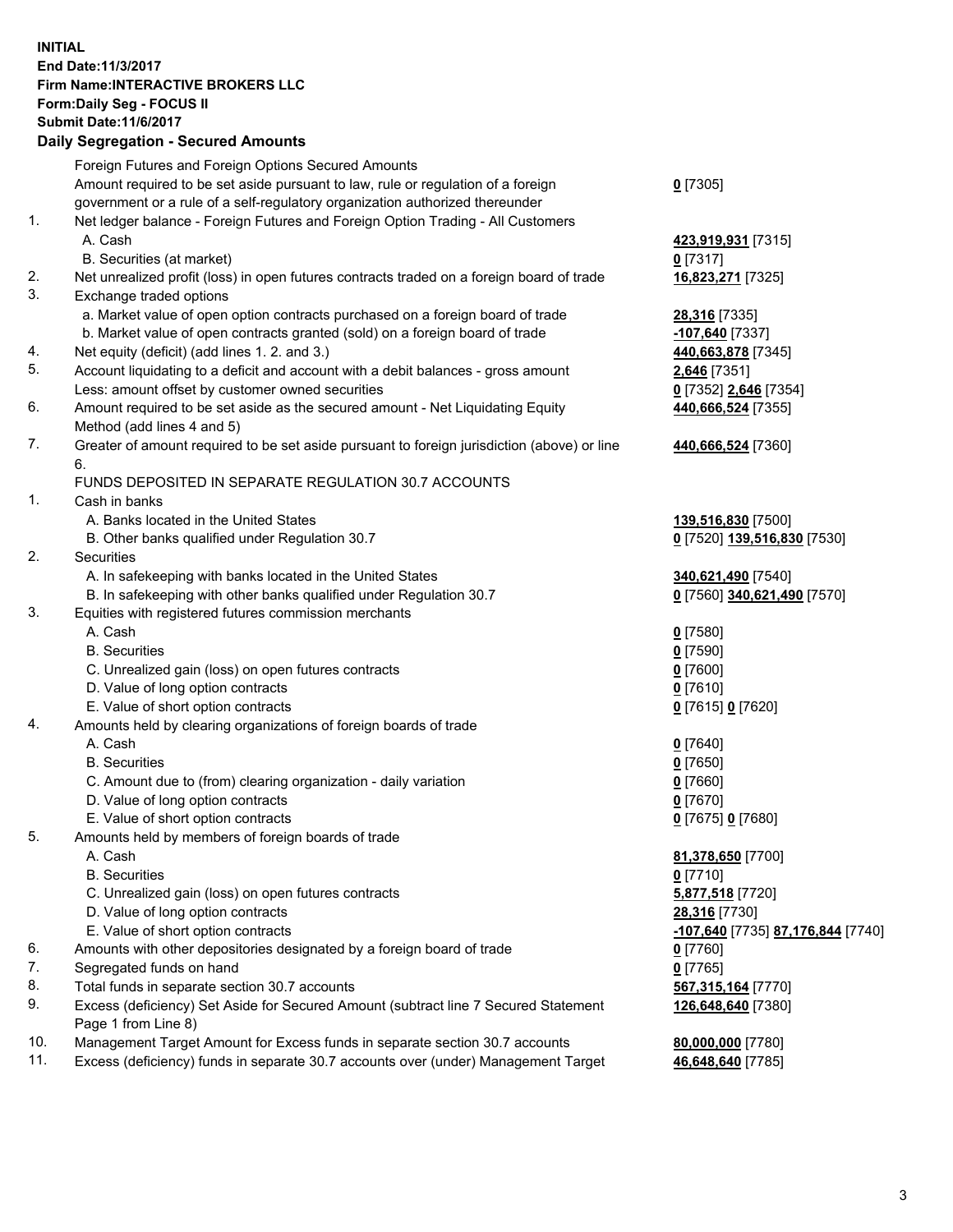**INITIAL**
**End Date:11/3/2017**
**Firm Name:INTERACTIVE BROKERS LLC**
**Form:Daily Seg - FOCUS II**
**Submit Date:11/6/2017**

## Daily Segregation - Secured Amounts

| | | |
|---|---|---|
| | Foreign Futures and Foreign Options Secured Amounts | |
| | Amount required to be set aside pursuant to law, rule or regulation of a foreign government or a rule of a self-regulatory organization authorized thereunder | **0** [7305] |
| 1. | Net ledger balance - Foreign Futures and Foreign Option Trading - All Customers | |
| | A. Cash | **423,919,931** [7315] |
| | B. Securities (at market) | **0** [7317] |
| 2. | Net unrealized profit (loss) in open futures contracts traded on a foreign board of trade | **16,823,271** [7325] |
| 3. | Exchange traded options | |
| | a. Market value of open option contracts purchased on a foreign board of trade | **28,316** [7335] |
| | b. Market value of open contracts granted (sold) on a foreign board of trade | **-107,640** [7337] |
| 4. | Net equity (deficit) (add lines 1. 2. and 3.) | **440,663,878** [7345] |
| 5. | Account liquidating to a deficit and account with a debit balances - gross amount | **2,646** [7351] |
| | Less: amount offset by customer owned securities | **0** [7352] **2,646** [7354] |
| 6. | Amount required to be set aside as the secured amount - Net Liquidating Equity Method (add lines 4 and 5) | **440,666,524** [7355] |
| 7. | Greater of amount required to be set aside pursuant to foreign jurisdiction (above) or line 6. | **440,666,524** [7360] |
| | FUNDS DEPOSITED IN SEPARATE REGULATION 30.7 ACCOUNTS | |
| 1. | Cash in banks | |
| | A. Banks located in the United States | **139,516,830** [7500] |
| | B. Other banks qualified under Regulation 30.7 | **0** [7520] **139,516,830** [7530] |
| 2. | Securities | |
| | A. In safekeeping with banks located in the United States | **340,621,490** [7540] |
| | B. In safekeeping with other banks qualified under Regulation 30.7 | **0** [7560] **340,621,490** [7570] |
| 3. | Equities with registered futures commission merchants | |
| | A. Cash | **0** [7580] |
| | B. Securities | **0** [7590] |
| | C. Unrealized gain (loss) on open futures contracts | **0** [7600] |
| | D. Value of long option contracts | **0** [7610] |
| | E. Value of short option contracts | **0** [7615] **0** [7620] |
| 4. | Amounts held by clearing organizations of foreign boards of trade | |
| | A. Cash | **0** [7640] |
| | B. Securities | **0** [7650] |
| | C. Amount due to (from) clearing organization - daily variation | **0** [7660] |
| | D. Value of long option contracts | **0** [7670] |
| | E. Value of short option contracts | **0** [7675] **0** [7680] |
| 5. | Amounts held by members of foreign boards of trade | |
| | A. Cash | **81,378,650** [7700] |
| | B. Securities | **0** [7710] |
| | C. Unrealized gain (loss) on open futures contracts | **5,877,518** [7720] |
| | D. Value of long option contracts | **28,316** [7730] |
| | E. Value of short option contracts | **-107,640** [7735] **87,176,844** [7740] |
| 6. | Amounts with other depositories designated by a foreign board of trade | **0** [7760] |
| 7. | Segregated funds on hand | **0** [7765] |
| 8. | Total funds in separate section 30.7 accounts | **567,315,164** [7770] |
| 9. | Excess (deficiency) Set Aside for Secured Amount (subtract line 7 Secured Statement Page 1 from Line 8) | **126,648,640** [7380] |
| 10. | Management Target Amount for Excess funds in separate section 30.7 accounts | **80,000,000** [7780] |
| 11. | Excess (deficiency) funds in separate 30.7 accounts over (under) Management Target | **46,648,640** [7785] |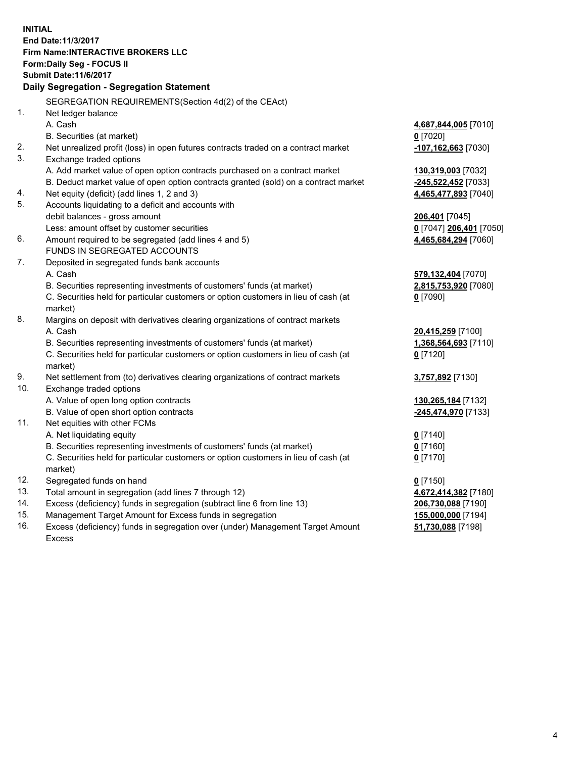**INITIAL**
**End Date:11/3/2017**
**Firm Name:INTERACTIVE BROKERS LLC**
**Form:Daily Seg - FOCUS II**
**Submit Date:11/6/2017**

**Daily Segregation - Segregation Statement**

| | | |
|---|---|---|
| | SEGREGATION REQUIREMENTS(Section 4d(2) of the CEAct) | |
| 1. | Net ledger balance | |
| | A. Cash | **4,687,844,005** [7010] |
| | B. Securities (at market) | **0** [7020] |
| 2. | Net unrealized profit (loss) in open futures contracts traded on a contract market | **-107,162,663** [7030] |
| 3. | Exchange traded options | |
| | A. Add market value of open option contracts purchased on a contract market | **130,319,003** [7032] |
| | B. Deduct market value of open option contracts granted (sold) on a contract market | **-245,522,452** [7033] |
| 4. | Net equity (deficit) (add lines 1, 2 and 3) | **4,465,477,893** [7040] |
| 5. | Accounts liquidating to a deficit and accounts with debit balances - gross amount | **206,401** [7045] |
| | Less: amount offset by customer securities | **0** [7047] **206,401** [7050] |
| 6. | Amount required to be segregated (add lines 4 and 5) | **4,465,684,294** [7060] |
| | FUNDS IN SEGREGATED ACCOUNTS | |
| 7. | Deposited in segregated funds bank accounts | |
| | A. Cash | **579,132,404** [7070] |
| | B. Securities representing investments of customers' funds (at market) | **2,815,753,920** [7080] |
| | C. Securities held for particular customers or option customers in lieu of cash (at market) | **0** [7090] |
| 8. | Margins on deposit with derivatives clearing organizations of contract markets | |
| | A. Cash | **20,415,259** [7100] |
| | B. Securities representing investments of customers' funds (at market) | **1,368,564,693** [7110] |
| | C. Securities held for particular customers or option customers in lieu of cash (at market) | **0** [7120] |
| 9. | Net settlement from (to) derivatives clearing organizations of contract markets | **3,757,892** [7130] |
| 10. | Exchange traded options | |
| | A. Value of open long option contracts | **130,265,184** [7132] |
| | B. Value of open short option contracts | **-245,474,970** [7133] |
| 11. | Net equities with other FCMs | |
| | A. Net liquidating equity | **0** [7140] |
| | B. Securities representing investments of customers' funds (at market) | **0** [7160] |
| | C. Securities held for particular customers or option customers in lieu of cash (at market) | **0** [7170] |
| 12. | Segregated funds on hand | **0** [7150] |
| 13. | Total amount in segregation (add lines 7 through 12) | **4,672,414,382** [7180] |
| 14. | Excess (deficiency) funds in segregation (subtract line 6 from line 13) | **206,730,088** [7190] |
| 15. | Management Target Amount for Excess funds in segregation | **155,000,000** [7194] |
| 16. | Excess (deficiency) funds in segregation over (under) Management Target Amount Excess | **51,730,088** [7198] |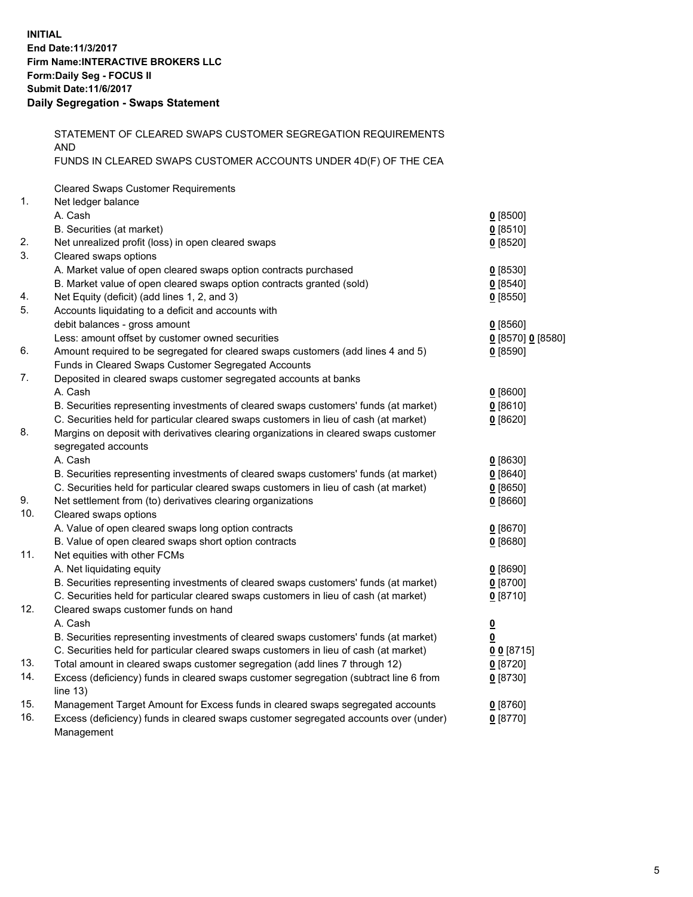**INITIAL**
**End Date:11/3/2017**
**Firm Name:INTERACTIVE BROKERS LLC**
**Form:Daily Seg - FOCUS II**
**Submit Date:11/6/2017**
**Daily Segregation - Swaps Statement**

STATEMENT OF CLEARED SWAPS CUSTOMER SEGREGATION REQUIREMENTS AND FUNDS IN CLEARED SWAPS CUSTOMER ACCOUNTS UNDER 4D(F) OF THE CEA

| | | |
|---|---|---|
| | Cleared Swaps Customer Requirements | |
| 1. | Net ledger balance | |
| | A. Cash | 0 [8500] |
| | B. Securities (at market) | 0 [8510] |
| 2. | Net unrealized profit (loss) in open cleared swaps | 0 [8520] |
| 3. | Cleared swaps options | |
| | A. Market value of open cleared swaps option contracts purchased | 0 [8530] |
| | B. Market value of open cleared swaps option contracts granted (sold) | 0 [8540] |
| 4. | Net Equity (deficit) (add lines 1, 2, and 3) | 0 [8550] |
| 5. | Accounts liquidating to a deficit and accounts with debit balances - gross amount | 0 [8560] |
| | Less: amount offset by customer owned securities | 0 [8570] 0 [8580] |
| 6. | Amount required to be segregated for cleared swaps customers (add lines 4 and 5) | 0 [8590] |
| | Funds in Cleared Swaps Customer Segregated Accounts | |
| 7. | Deposited in cleared swaps customer segregated accounts at banks | |
| | A. Cash | 0 [8600] |
| | B. Securities representing investments of cleared swaps customers' funds (at market) | 0 [8610] |
| | C. Securities held for particular cleared swaps customers in lieu of cash (at market) | 0 [8620] |
| 8. | Margins on deposit with derivatives clearing organizations in cleared swaps customer segregated accounts | |
| | A. Cash | 0 [8630] |
| | B. Securities representing investments of cleared swaps customers' funds (at market) | 0 [8640] |
| | C. Securities held for particular cleared swaps customers in lieu of cash (at market) | 0 [8650] |
| 9. | Net settlement from (to) derivatives clearing organizations | 0 [8660] |
| 10. | Cleared swaps options | |
| | A. Value of open cleared swaps long option contracts | 0 [8670] |
| | B. Value of open cleared swaps short option contracts | 0 [8680] |
| 11. | Net equities with other FCMs | |
| | A. Net liquidating equity | 0 [8690] |
| | B. Securities representing investments of cleared swaps customers' funds (at market) | 0 [8700] |
| | C. Securities held for particular cleared swaps customers in lieu of cash (at market) | 0 [8710] |
| 12. | Cleared swaps customer funds on hand | |
| | A. Cash | 0 |
| | B. Securities representing investments of cleared swaps customers' funds (at market) | 0 |
| | C. Securities held for particular cleared swaps customers in lieu of cash (at market) | 0 0 [8715] |
| 13. | Total amount in cleared swaps customer segregation (add lines 7 through 12) | 0 [8720] |
| 14. | Excess (deficiency) funds in cleared swaps customer segregation (subtract line 6 from line 13) | 0 [8730] |
| 15. | Management Target Amount for Excess funds in cleared swaps segregated accounts | 0 [8760] |
| 16. | Excess (deficiency) funds in cleared swaps customer segregated accounts over (under) Management | 0 [8770] |